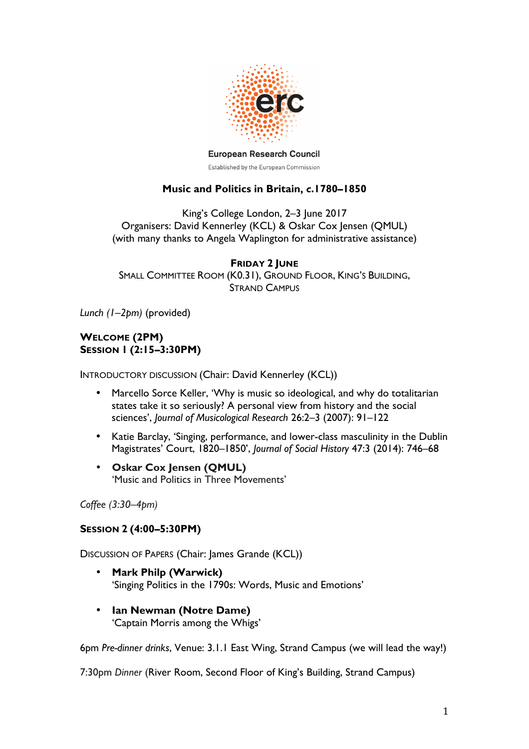European Research Council

Established by the European Commission

# Music and Politics in Britain, c.1780–1850

King's College London, 2–3 June 2017

Organisers: David Kennerley (KCL) & Oskar Cox Jensen (QMUL)

(with many thanks to Angela Waplington for administrative assistance)

## Friday 2 June

Small Committee Room (K0.31), Ground Floor, King's Building, Strand Campus

*Lunch (1–2pm)* (provided)

### Welcome (2pm)
### Session 1 (2:15–3:30pm)

Introductory discussion (Chair: David Kennerley (KCL))

- Marcello Sorce Keller, 'Why is music so ideological, and why do totalitarian states take it so seriously? A personal view from history and the social sciences', *Journal of Musicological Research* 26:2–3 (2007): 91–122
- Katie Barclay, 'Singing, performance, and lower-class masculinity in the Dublin Magistrates' Court, 1820–1850', *Journal of Social History* 47:3 (2014): 746–68
- **Oskar Cox Jensen (QMUL)**
  'Music and Politics in Three Movements'

*Coffee (3:30–4pm)*

### Session 2 (4:00–5:30pm)

Discussion of Papers (Chair: James Grande (KCL))

- **Mark Philp (Warwick)**
  'Singing Politics in the 1790s: Words, Music and Emotions'
- **Ian Newman (Notre Dame)**
  'Captain Morris among the Whigs'

6pm *Pre-dinner drinks*, Venue: 3.1.1 East Wing, Strand Campus (we will lead the way!)

7:30pm *Dinner* (River Room, Second Floor of King's Building, Strand Campus)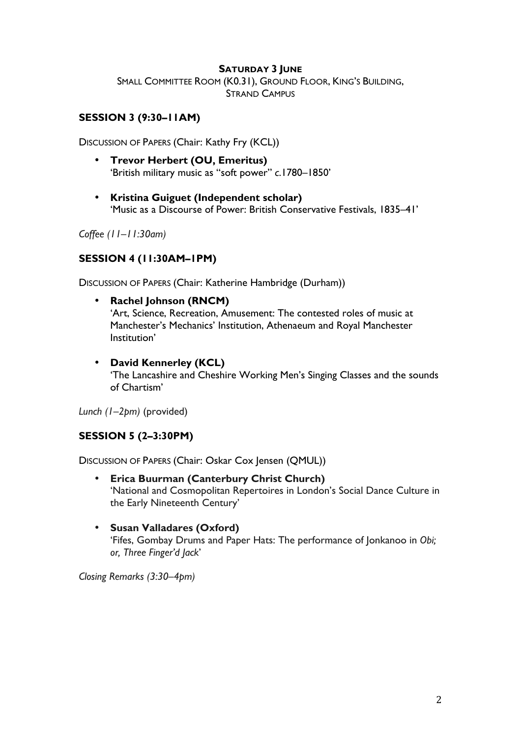**SATURDAY 3 JUNE**

SMALL COMMITTEE ROOM (K0.31), GROUND FLOOR, KING'S BUILDING, STRAND CAMPUS

## SESSION 3 (9:30–11AM)

DISCUSSION OF PAPERS (Chair: Kathy Fry (KCL))

- **Trevor Herbert (OU, Emeritus)**
  'British military music as "soft power" *c.*1780–1850'

- **Kristina Guiguet (Independent scholar)**
  'Music as a Discourse of Power: British Conservative Festivals, 1835–41'

*Coffee (11–11:30am)*

## SESSION 4 (11:30AM–1PM)

DISCUSSION OF PAPERS (Chair: Katherine Hambridge (Durham))

- **Rachel Johnson (RNCM)**
  'Art, Science, Recreation, Amusement: The contested roles of music at Manchester's Mechanics' Institution, Athenaeum and Royal Manchester Institution'

- **David Kennerley (KCL)**
  'The Lancashire and Cheshire Working Men's Singing Classes and the sounds of Chartism'

*Lunch (1–2pm)* (provided)

## SESSION 5 (2–3:30PM)

DISCUSSION OF PAPERS (Chair: Oskar Cox Jensen (QMUL))

- **Erica Buurman (Canterbury Christ Church)**
  'National and Cosmopolitan Repertoires in London's Social Dance Culture in the Early Nineteenth Century'

- **Susan Valladares (Oxford)**
  'Fifes, Gombay Drums and Paper Hats: The performance of Jonkanoo in *Obi; or, Three Finger'd Jack*'

*Closing Remarks (3:30–4pm)*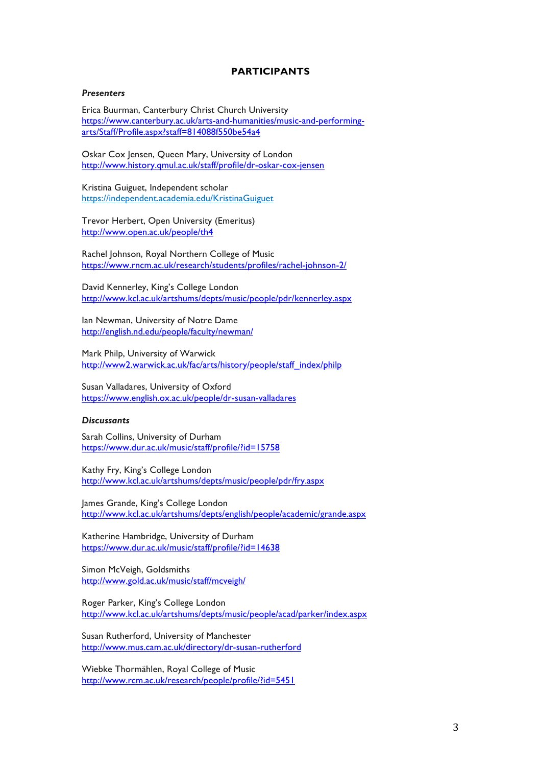## PARTICIPANTS

***Presenters***

Erica Buurman, Canterbury Christ Church University
https://www.canterbury.ac.uk/arts-and-humanities/music-and-performing-arts/Staff/Profile.aspx?staff=814088f550be54a4

Oskar Cox Jensen, Queen Mary, University of London
http://www.history.qmul.ac.uk/staff/profile/dr-oskar-cox-jensen

Kristina Guiguet, Independent scholar
https://independent.academia.edu/KristinaGuiguet

Trevor Herbert, Open University (Emeritus)
http://www.open.ac.uk/people/th4

Rachel Johnson, Royal Northern College of Music
https://www.rncm.ac.uk/research/students/profiles/rachel-johnson-2/

David Kennerley, King's College London
http://www.kcl.ac.uk/artshums/depts/music/people/pdr/kennerley.aspx

Ian Newman, University of Notre Dame
http://english.nd.edu/people/faculty/newman/

Mark Philp, University of Warwick
http://www2.warwick.ac.uk/fac/arts/history/people/staff_index/philp

Susan Valladares, University of Oxford
https://www.english.ox.ac.uk/people/dr-susan-valladares

***Discussants***

Sarah Collins, University of Durham
https://www.dur.ac.uk/music/staff/profile/?id=15758

Kathy Fry, King's College London
http://www.kcl.ac.uk/artshums/depts/music/people/pdr/fry.aspx

James Grande, King's College London
http://www.kcl.ac.uk/artshums/depts/english/people/academic/grande.aspx

Katherine Hambridge, University of Durham
https://www.dur.ac.uk/music/staff/profile/?id=14638

Simon McVeigh, Goldsmiths
http://www.gold.ac.uk/music/staff/mcveigh/

Roger Parker, King's College London
http://www.kcl.ac.uk/artshums/depts/music/people/acad/parker/index.aspx

Susan Rutherford, University of Manchester
http://www.mus.cam.ac.uk/directory/dr-susan-rutherford

Wiebke Thormählen, Royal College of Music
http://www.rcm.ac.uk/research/people/profile/?id=5451